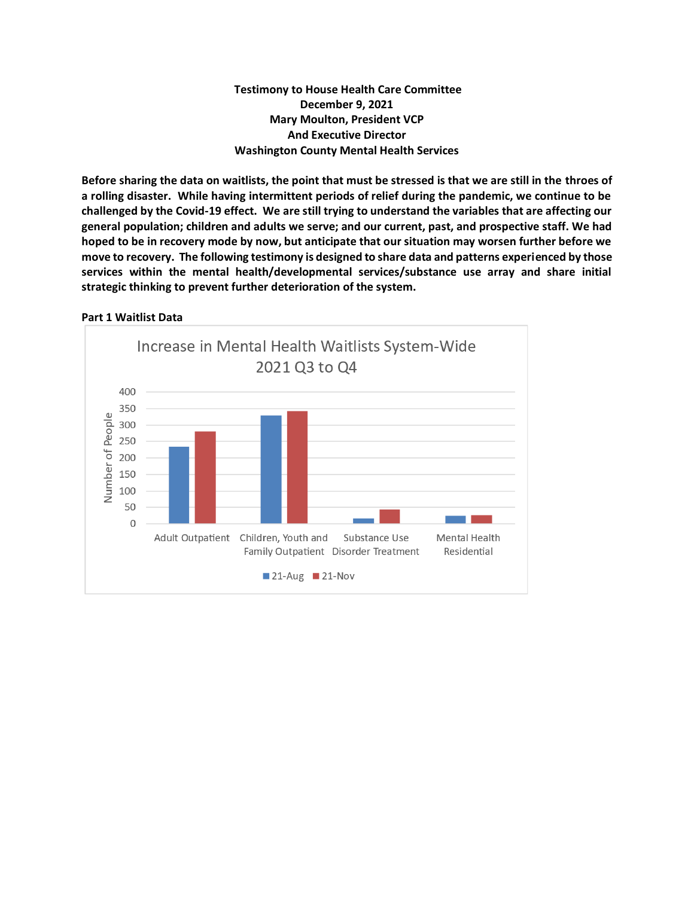**Testimony to House Health Care Committee**
**December 9, 2021**
**Mary Moulton, President VCP**
**And Executive Director**
**Washington County Mental Health Services**

**Before sharing the data on waitlists, the point that must be stressed is that we are still in the throes of a rolling disaster. While having intermittent periods of relief during the pandemic, we continue to be challenged by the Covid-19 effect. We are still trying to understand the variables that are affecting our general population; children and adults we serve; and our current, past, and prospective staff. We had hoped to be in recovery mode by now, but anticipate that our situation may worsen further before we move to recovery. The following testimony is designed to share data and patterns experienced by those services within the mental health/developmental services/substance use array and share initial strategic thinking to prevent further deterioration of the system.**

**Part 1 Waitlist Data**

Increase in Mental Health Waitlists System-Wide
2021 Q3 to Q4

| Category | 21-Aug | 21-Nov |
| --- | --- | --- |
| Adult Outpatient | ~233 | ~280 |
| Children, Youth and Family Outpatient | ~330 | ~342 |
| Substance Use Disorder Treatment | ~15 | ~43 |
| Mental Health Residential | ~23 | ~25 |

Number of People (axis 0–400)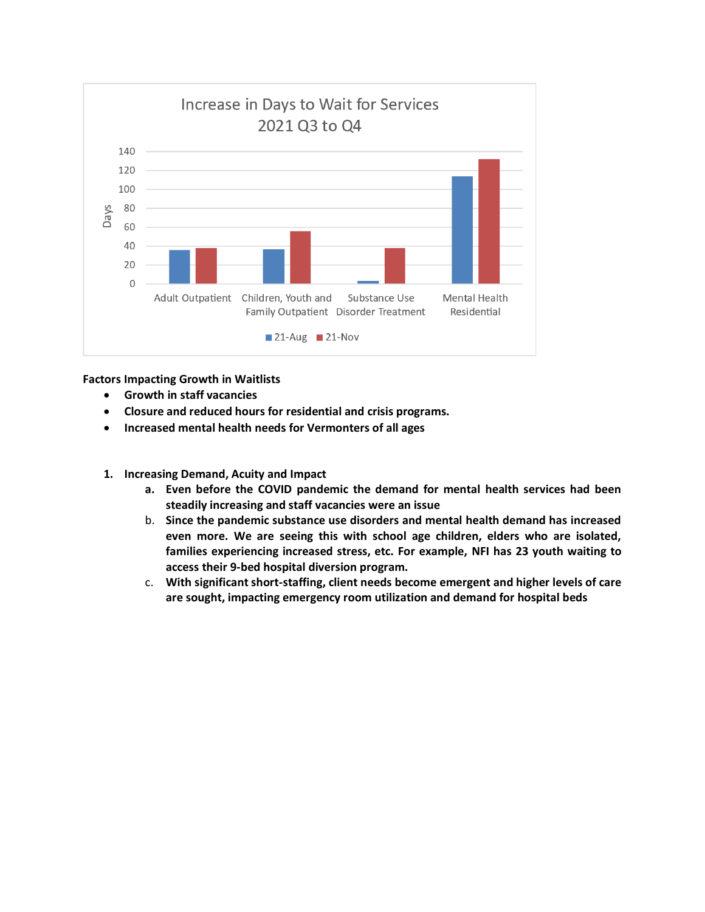**Factors Impacting Growth in Waitlists**

- **Growth in staff vacancies**
- **Closure and reduced hours for residential and crisis programs.**
- **Increased mental health needs for Vermonters of all ages**

1. **Increasing Demand, Acuity and Impact**
   a. **Even before the COVID pandemic the demand for mental health services had been steadily increasing and staff vacancies were an issue**
   b. **Since the pandemic substance use disorders and mental health demand has increased even more. We are seeing this with school age children, elders who are isolated, families experiencing increased stress, etc. For example, NFI has 23 youth waiting to access their 9-bed hospital diversion program.**
   c. **With significant short-staffing, client needs become emergent and higher levels of care are sought, impacting emergency room utilization and demand for hospital beds**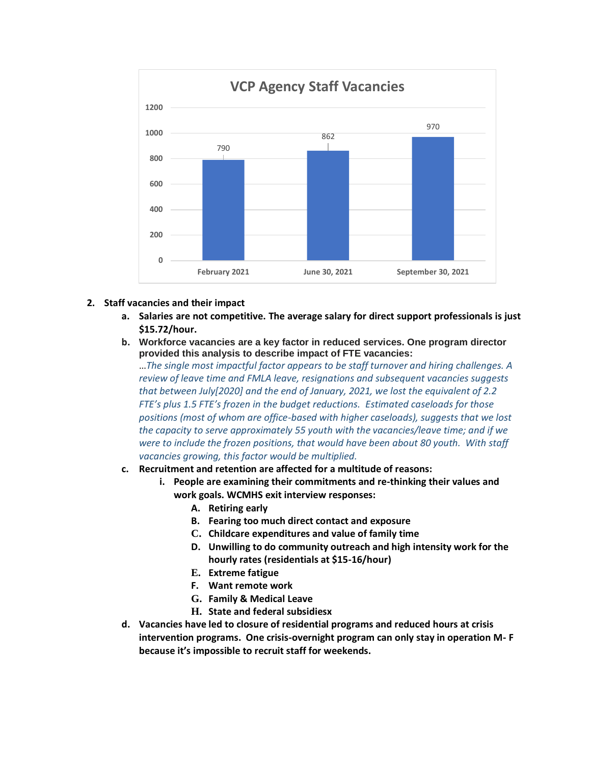**VCP Agency Staff Vacancies**

| | February 2021 | June 30, 2021 | September 30, 2021 |
|---|---|---|---|
| Staff Vacancies | 790 | 862 | 970 |

2. **Staff vacancies and their impact**
   a. **Salaries are not competitive. The average salary for direct support professionals is just $15.72/hour.**
   b. **Workforce vacancies are a key factor in reduced services. One program director provided this analysis to describe impact of FTE vacancies:**
   *…The single most impactful factor appears to be staff turnover and hiring challenges. A review of leave time and FMLA leave, resignations and subsequent vacancies suggests that between July[2020] and the end of January, 2021, we lost the equivalent of 2.2 FTE's plus 1.5 FTE's frozen in the budget reductions. Estimated caseloads for those positions (most of whom are office-based with higher caseloads), suggests that we lost the capacity to serve approximately 55 youth with the vacancies/leave time; and if we were to include the frozen positions, that would have been about 80 youth. With staff vacancies growing, this factor would be multiplied.*
   c. **Recruitment and retention are affected for a multitude of reasons:**
      i. **People are examining their commitments and re-thinking their values and work goals. WCMHS exit interview responses:**
         A. **Retiring early**
         B. **Fearing too much direct contact and exposure**
         C. **Childcare expenditures and value of family time**
         D. **Unwilling to do community outreach and high intensity work for the hourly rates (residentials at $15-16/hour)**
         E. **Extreme fatigue**
         F. **Want remote work**
         G. **Family & Medical Leave**
         H. **State and federal subsidiesx**
   d. **Vacancies have led to closure of residential programs and reduced hours at crisis intervention programs. One crisis-overnight program can only stay in operation M- F because it's impossible to recruit staff for weekends.**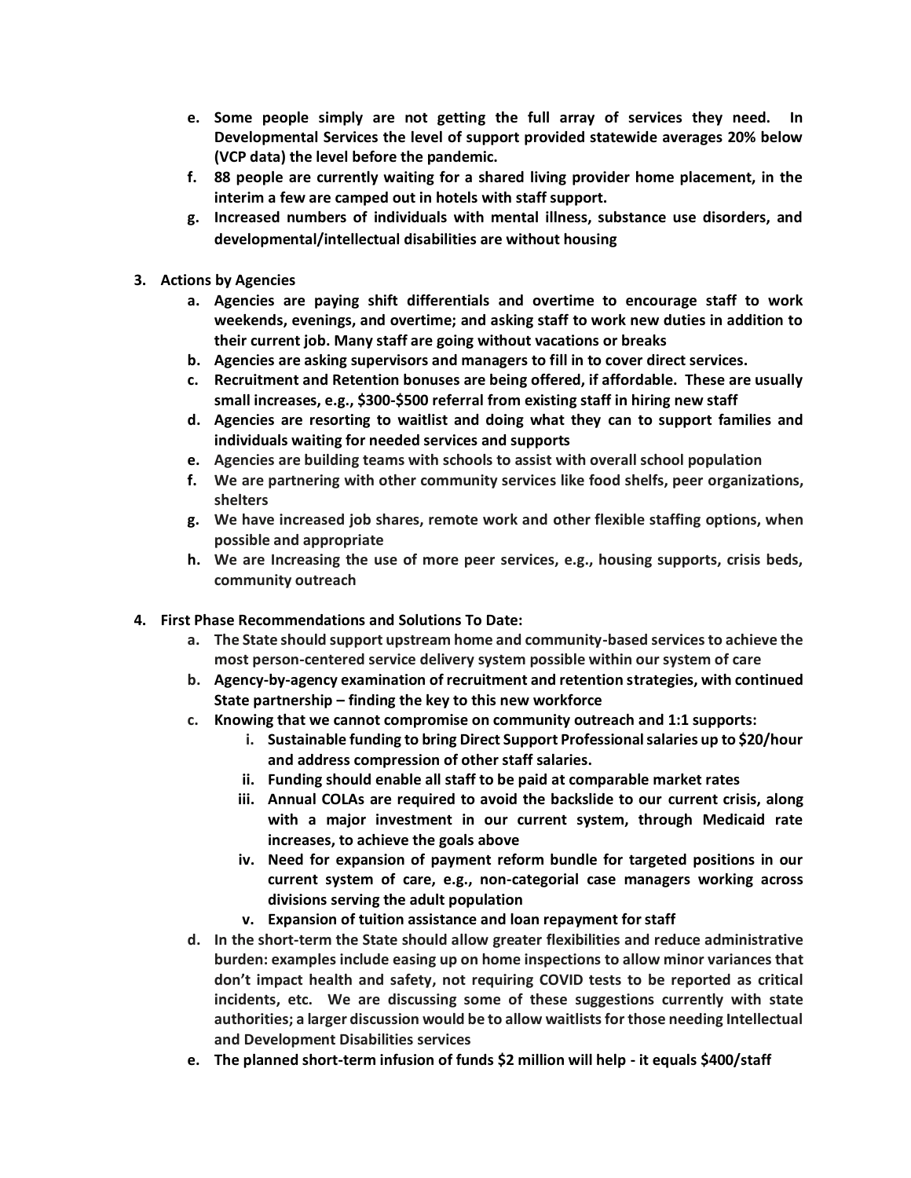e. **Some people simply are not getting the full array of services they need. In Developmental Services the level of support provided statewide averages 20% below (VCP data) the level before the pandemic.**
   f. **88 people are currently waiting for a shared living provider home placement, in the interim a few are camped out in hotels with staff support.**
   g. **Increased numbers of individuals with mental illness, substance use disorders, and developmental/intellectual disabilities are without housing**

3. **Actions by Agencies**
   a. **Agencies are paying shift differentials and overtime to encourage staff to work weekends, evenings, and overtime; and asking staff to work new duties in addition to their current job. Many staff are going without vacations or breaks**
   b. **Agencies are asking supervisors and managers to fill in to cover direct services.**
   c. **Recruitment and Retention bonuses are being offered, if affordable. These are usually small increases, e.g., $300-$500 referral from existing staff in hiring new staff**
   d. **Agencies are resorting to waitlist and doing what they can to support families and individuals waiting for needed services and supports**
   e. **Agencies are building teams with schools to assist with overall school population**
   f. **We are partnering with other community services like food shelfs, peer organizations, shelters**
   g. **We have increased job shares, remote work and other flexible staffing options, when possible and appropriate**
   h. **We are Increasing the use of more peer services, e.g., housing supports, crisis beds, community outreach**

4. **First Phase Recommendations and Solutions To Date:**
   a. **The State should support upstream home and community-based services to achieve the most person-centered service delivery system possible within our system of care**
   b. **Agency-by-agency examination of recruitment and retention strategies, with continued State partnership – finding the key to this new workforce**
   c. **Knowing that we cannot compromise on community outreach and 1:1 supports:**
      i. **Sustainable funding to bring Direct Support Professional salaries up to $20/hour and address compression of other staff salaries.**
      ii. **Funding should enable all staff to be paid at comparable market rates**
      iii. **Annual COLAs are required to avoid the backslide to our current crisis, along with a major investment in our current system, through Medicaid rate increases, to achieve the goals above**
      iv. **Need for expansion of payment reform bundle for targeted positions in our current system of care, e.g., non-categorial case managers working across divisions serving the adult population**
      v. **Expansion of tuition assistance and loan repayment for staff**
   d. **In the short-term the State should allow greater flexibilities and reduce administrative burden: examples include easing up on home inspections to allow minor variances that don't impact health and safety, not requiring COVID tests to be reported as critical incidents, etc. We are discussing some of these suggestions currently with state authorities; a larger discussion would be to allow waitlists for those needing Intellectual and Development Disabilities services**
   e. **The planned short-term infusion of funds $2 million will help - it equals $400/staff**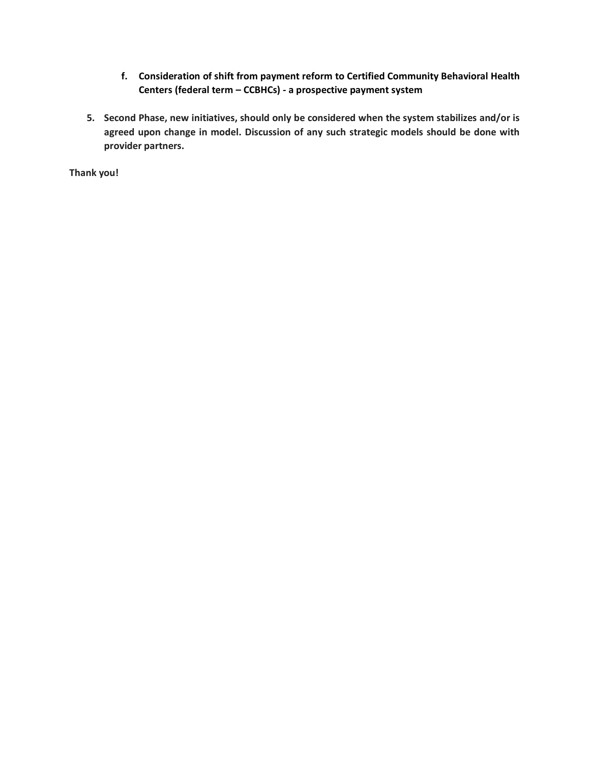f. **Consideration of shift from payment reform to Certified Community Behavioral Health Centers (federal term – CCBHCs) - a prospective payment system**

5. **Second Phase, new initiatives, should only be considered when the system stabilizes and/or is agreed upon change in model. Discussion of any such strategic models should be done with provider partners.**

**Thank you!**